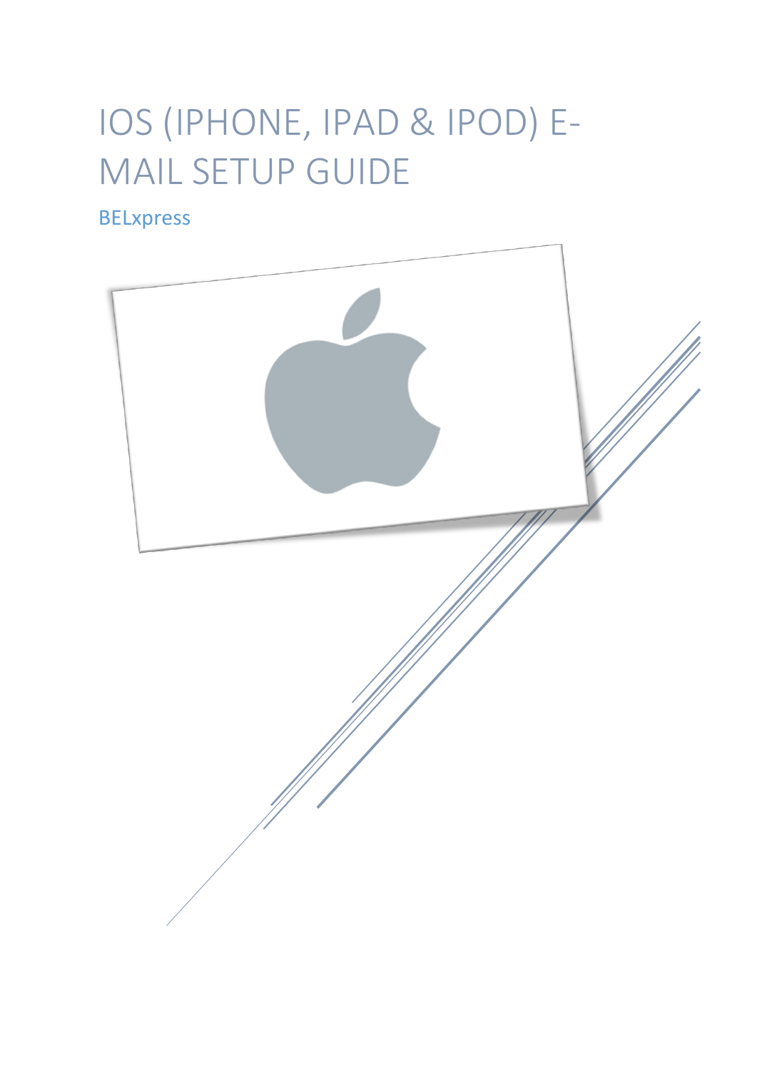# IOS (IPHONE, IPAD & IPOD) E-MAIL SETUP GUIDE

BELxpress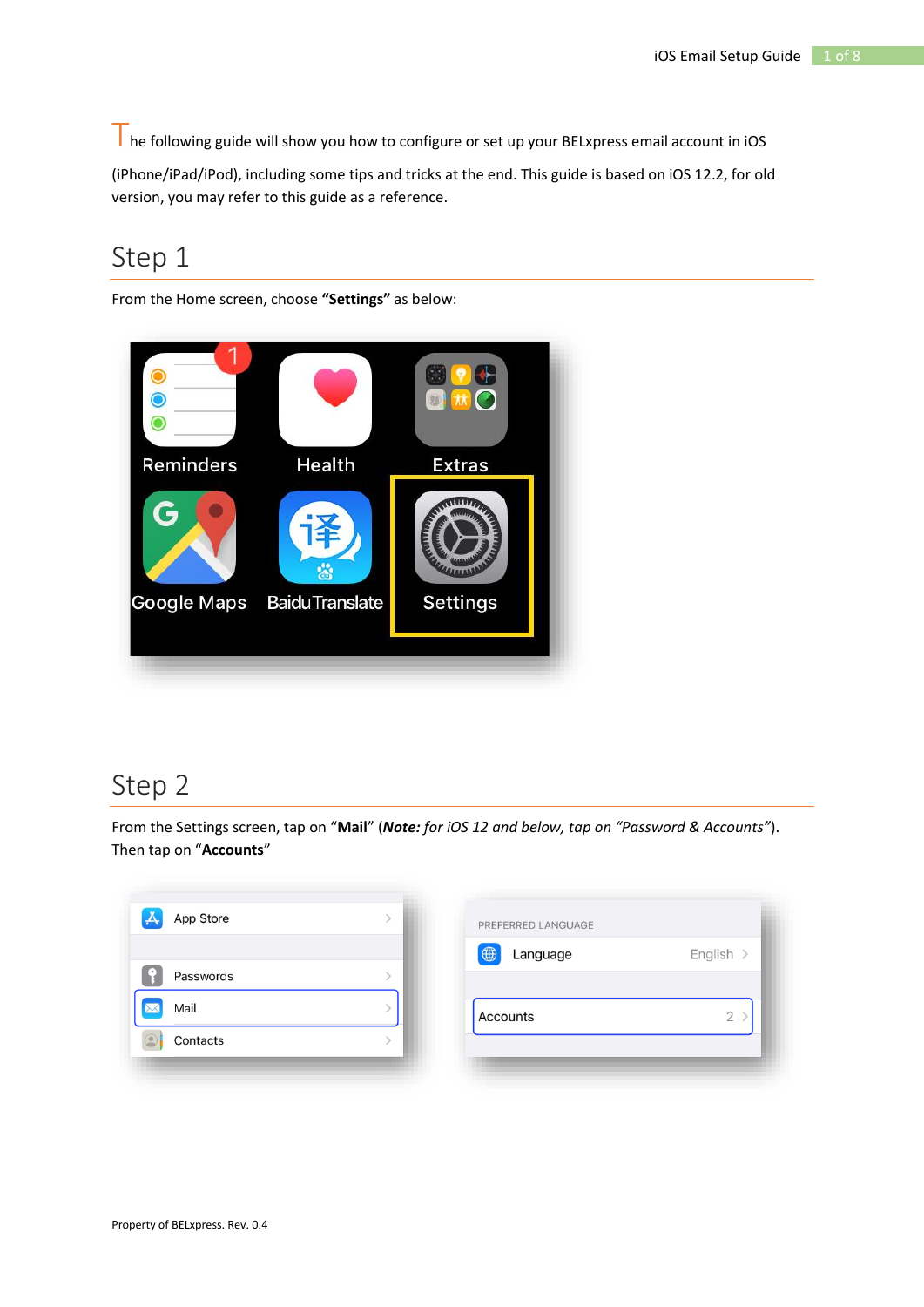The following guide will show you how to configure or set up your BELxpress email account in iOS (iPhone/iPad/iPod), including some tips and tricks at the end. This guide is based on iOS 12.2, for old version, you may refer to this guide as a reference.

## Step 1

From the Home screen, choose **"Settings"** as below:

## Step 2

From the Settings screen, tap on "**Mail**" (***Note:** for iOS 12 and below, tap on "Password & Accounts"*). Then tap on "**Accounts**"

Property of BELxpress. Rev. 0.4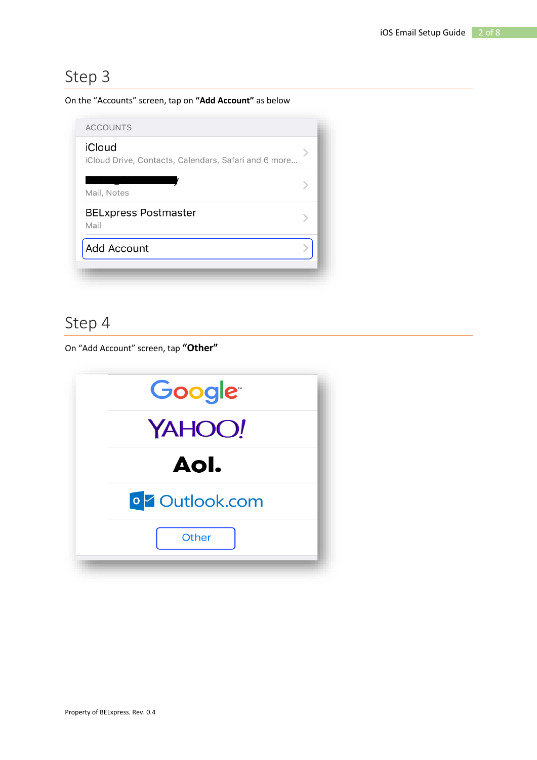## Step 3

On the "Accounts" screen, tap on **"Add Account"** as below

## Step 4

On "Add Account" screen, tap **"Other"**

Property of BELxpress. Rev. 0.4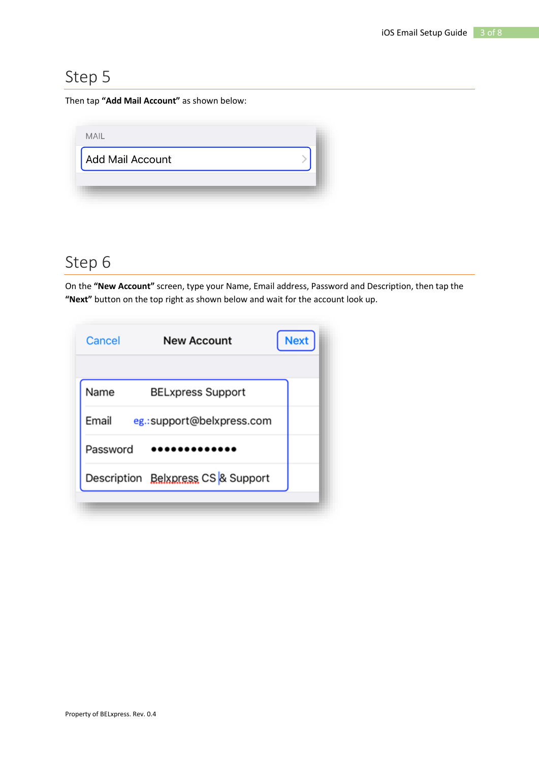## Step 5

Then tap **"Add Mail Account"** as shown below:

MAIL

Add Mail Account

## Step 6

On the **"New Account"** screen, type your Name, Email address, Password and Description, then tap the **"Next"** button on the top right as shown below and wait for the account look up.

Cancel New Account Next

Name BELxpress Support

Email eg.:support@belxpress.com

Password •••••••••••••

Description Belxpress CS & Support

Property of BELxpress. Rev. 0.4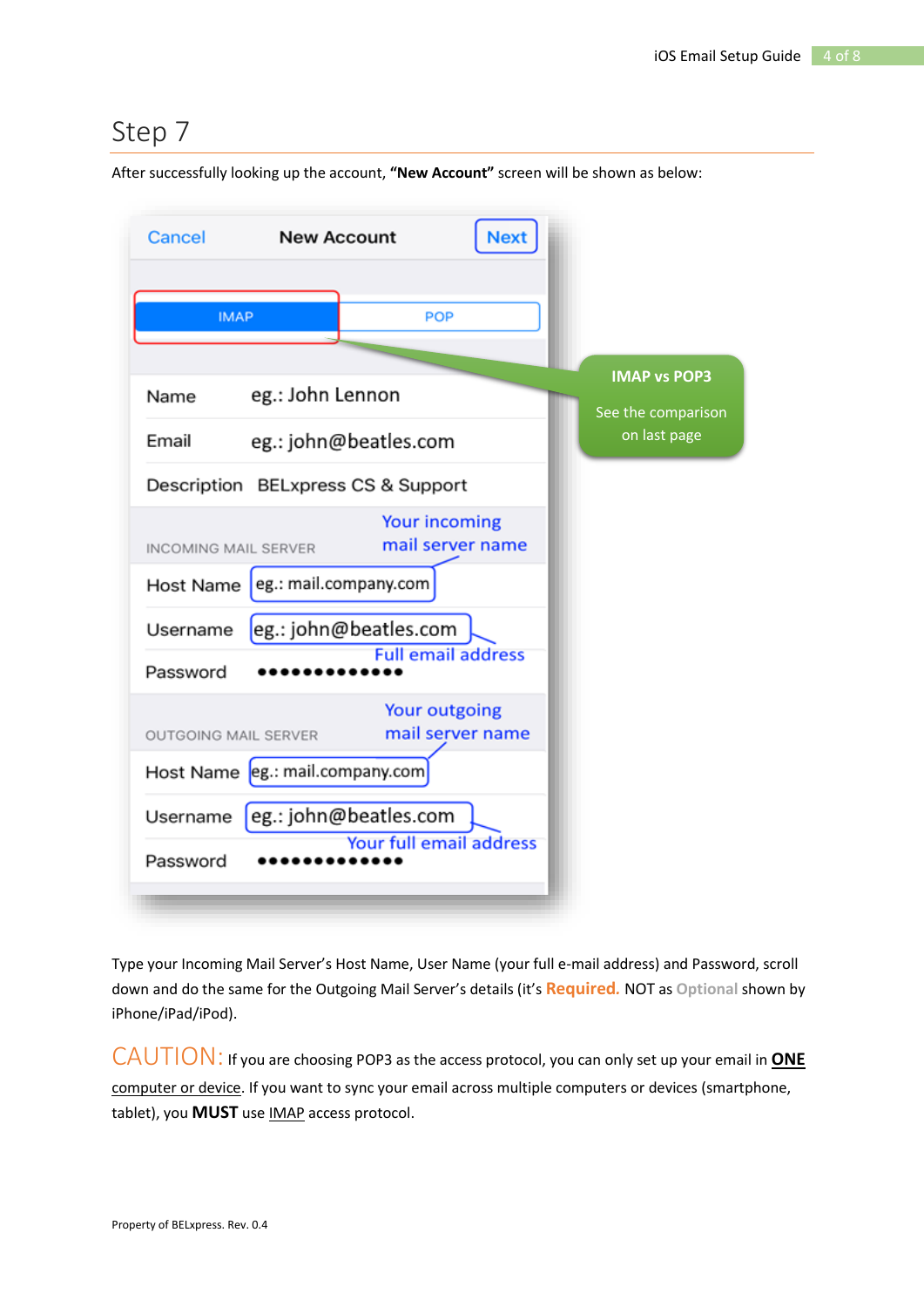## Step 7

After successfully looking up the account, **"New Account"** screen will be shown as below:

Cancel New Account Next

IMAP POP

IMAP vs POP3

See the comparison on last page

Name eg.: John Lennon

Email eg.: john@beatles.com

Description BELxpress CS & Support

INCOMING MAIL SERVER — Your incoming mail server name

Host Name eg.: mail.company.com

Username eg.: john@beatles.com — Full email address

Password ●●●●●●●●●●●●●

OUTGOING MAIL SERVER — Your outgoing mail server name

Host Name eg.: mail.company.com

Username eg.: john@beatles.com — Your full email address

Password ●●●●●●●●●●●●●

Type your Incoming Mail Server's Host Name, User Name (your full e-mail address) and Password, scroll down and do the same for the Outgoing Mail Server's details (it's **Required.** NOT as Optional shown by iPhone/iPad/iPod).

CAUTION: If you are choosing POP3 as the access protocol, you can only set up your email in **ONE** computer or device. If you want to sync your email across multiple computers or devices (smartphone, tablet), you **MUST** use IMAP access protocol.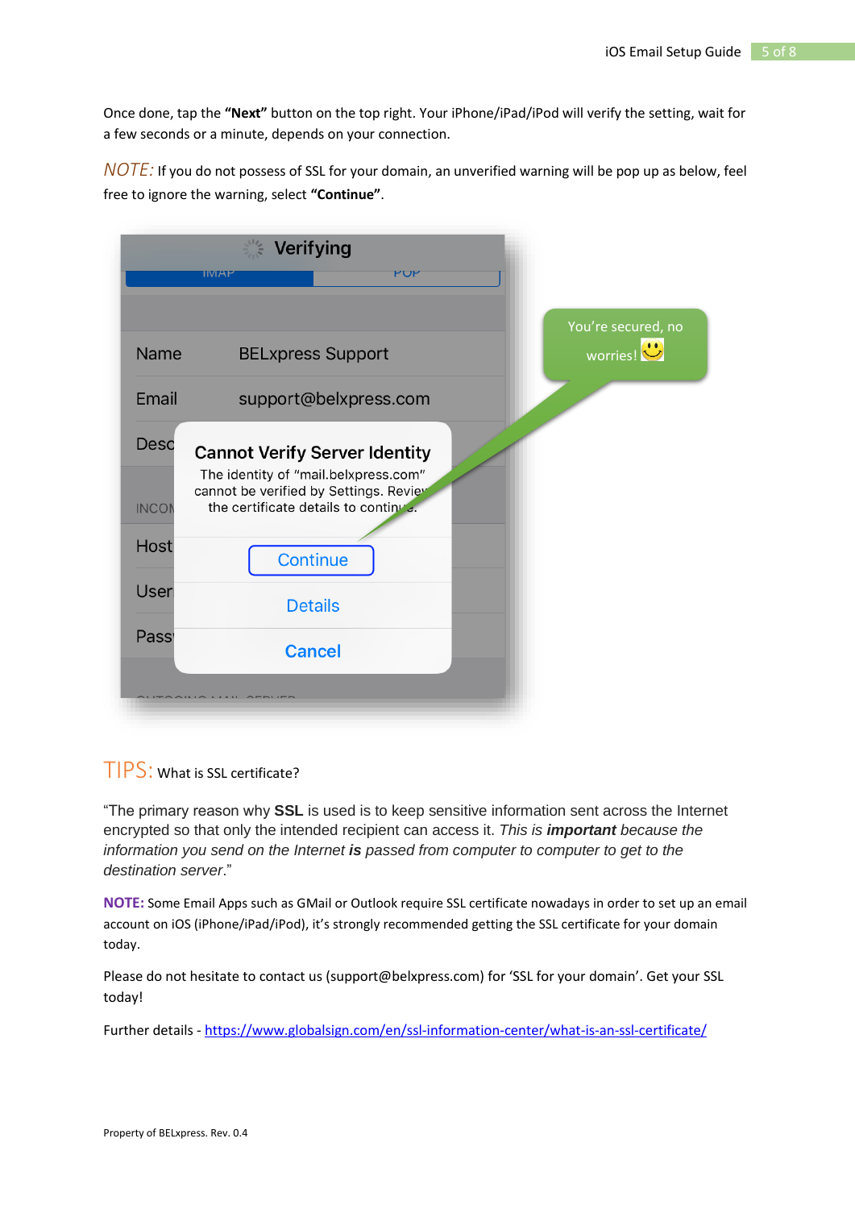Once done, tap the **"Next"** button on the top right. Your iPhone/iPad/iPod will verify the setting, wait for a few seconds or a minute, depends on your connection.

*NOTE:* If you do not possess of SSL for your domain, an unverified warning will be pop up as below, feel free to ignore the warning, select **"Continue"**.

TIPS: What is SSL certificate?

"The primary reason why **SSL** is used is to keep sensitive information sent across the Internet encrypted so that only the intended recipient can access it. *This is **important** because the information you send on the Internet **is** passed from computer to computer to get to the destination server*."

**NOTE:** Some Email Apps such as GMail or Outlook require SSL certificate nowadays in order to set up an email account on iOS (iPhone/iPad/iPod), it's strongly recommended getting the SSL certificate for your domain today.

Please do not hesitate to contact us (support@belxpress.com) for 'SSL for your domain'. Get your SSL today!

Further details - [https://www.globalsign.com/en/ssl-information-center/what-is-an-ssl-certificate/](https://www.globalsign.com/en/ssl-information-center/what-is-an-ssl-certificate/)

Property of BELxpress. Rev. 0.4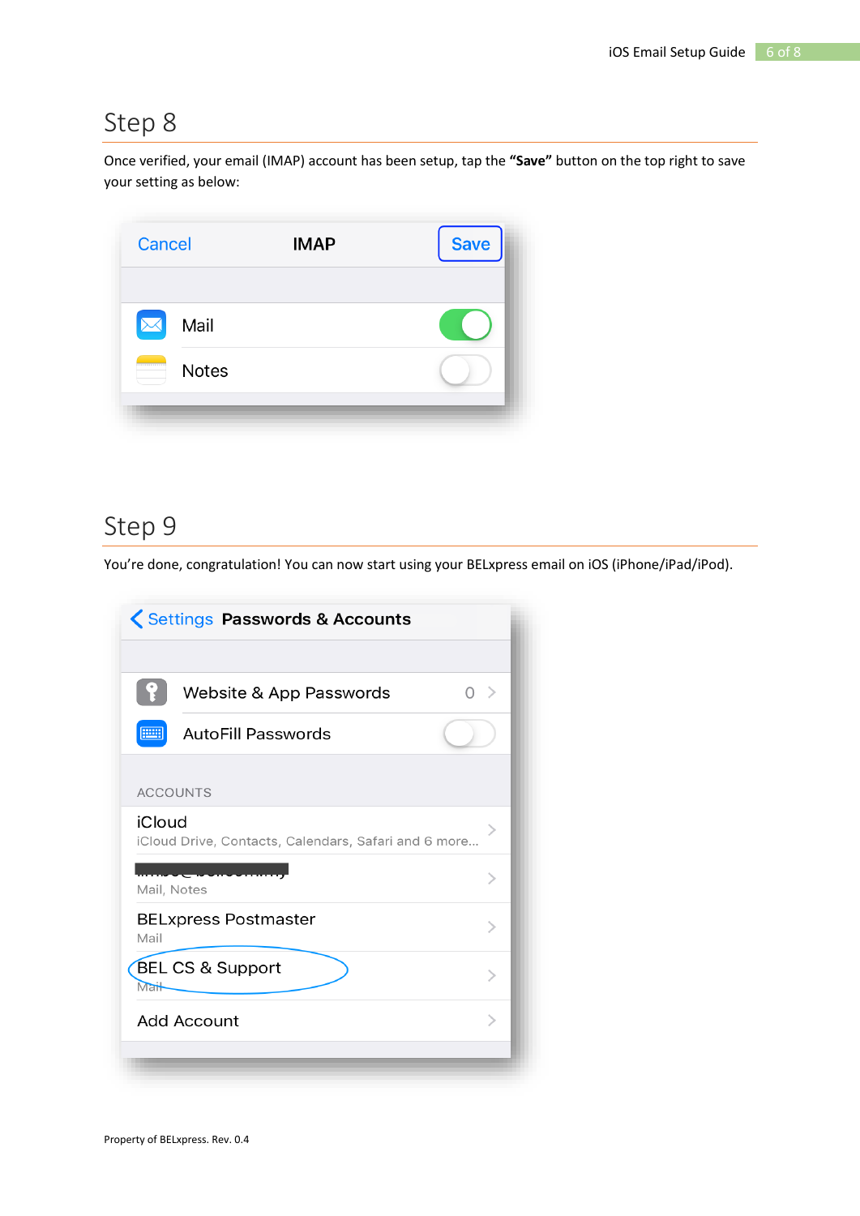## Step 8

Once verified, your email (IMAP) account has been setup, tap the **"Save"** button on the top right to save your setting as below:

## Step 9

You're done, congratulation! You can now start using your BELxpress email on iOS (iPhone/iPad/iPod).

Property of BELxpress. Rev. 0.4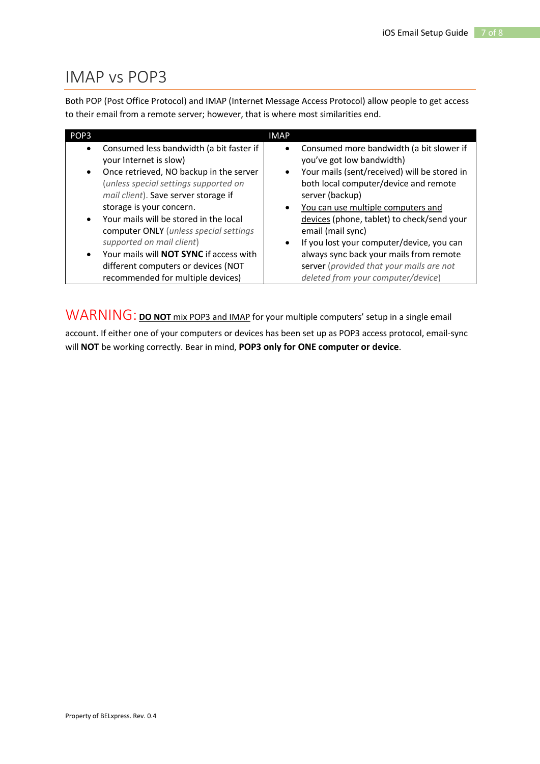# IMAP vs POP3

Both POP (Post Office Protocol) and IMAP (Internet Message Access Protocol) allow people to get access to their email from a remote server; however, that is where most similarities end.

| POP3 | IMAP |
|---|---|
| • Consumed less bandwidth (a bit faster if your Internet is slow)<br>• Once retrieved, NO backup in the server (*unless special settings supported on mail client*). Save server storage if storage is your concern.<br>• Your mails will be stored in the local computer ONLY (*unless special settings supported on mail client*)<br>• Your mails will **NOT SYNC** if access with different computers or devices (NOT recommended for multiple devices) | • Consumed more bandwidth (a bit slower if you've got low bandwidth)<br>• Your mails (sent/received) will be stored in both local computer/device and remote server (backup)<br>• <u>You can use multiple computers and devices</u> (phone, tablet) to check/send your email (mail sync)<br>• If you lost your computer/device, you can always sync back your mails from remote server (*provided that your mails are not deleted from your computer/device*) |

WARNING: <u>**DO NOT** mix POP3 and IMAP</u> for your multiple computers' setup in a single email account. If either one of your computers or devices has been set up as POP3 access protocol, email-sync will **NOT** be working correctly. Bear in mind, **POP3 only for ONE computer or device**.

Property of BELxpress. Rev. 0.4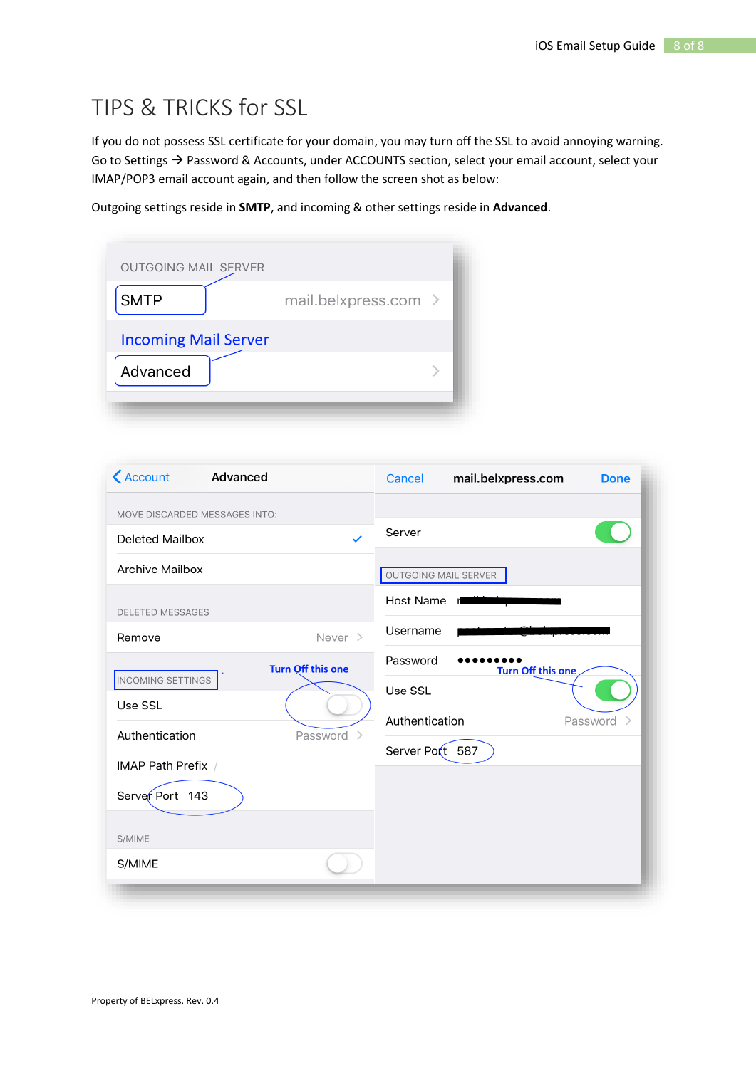# TIPS & TRICKS for SSL

If you do not possess SSL certificate for your domain, you may turn off the SSL to avoid annoying warning. Go to Settings → Password & Accounts, under ACCOUNTS section, select your email account, select your IMAP/POP3 email account again, and then follow the screen shot as below:

Outgoing settings reside in **SMTP**, and incoming & other settings reside in **Advanced**.

OUTGOING MAIL SERVER

SMTP mail.belxpress.com

Incoming Mail Server

Advanced

Account Advanced

MOVE DISCARDED MESSAGES INTO:

Deleted Mailbox

Archive Mailbox

DELETED MESSAGES

Remove Never

INCOMING SETTINGS

Turn Off this one

Use SSL

Authentication Password

IMAP Path Prefix /

Server Port 143

S/MIME

S/MIME

Cancel mail.belxpress.com Done

Server

OUTGOING MAIL SERVER

Host Name

Username

Password ●●●●●●●●●

Turn Off this one

Use SSL

Authentication Password

Server Port 587

Property of BELxpress. Rev. 0.4